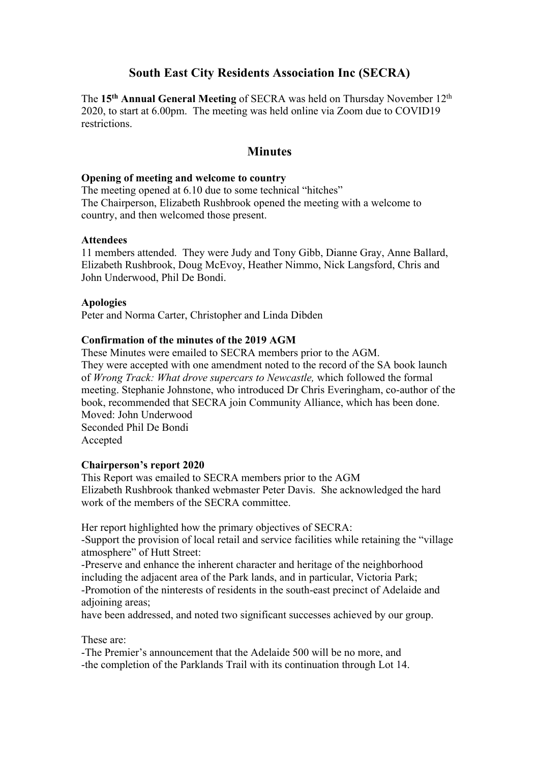# South East City Residents Association Inc (SECRA)

The **15th Annual General Meeting** of SECRA was held on Thursday November 12th 2020, to start at 6.00pm. The meeting was held online via Zoom due to COVID19 restrictions.

## Minutes

**Opening of meeting and welcome to country**
The meeting opened at 6.10 due to some technical "hitches"
The Chairperson, Elizabeth Rushbrook opened the meeting with a welcome to country, and then welcomed those present.

**Attendees**
11 members attended. They were Judy and Tony Gibb, Dianne Gray, Anne Ballard, Elizabeth Rushbrook, Doug McEvoy, Heather Nimmo, Nick Langsford, Chris and John Underwood, Phil De Bondi.

**Apologies**
Peter and Norma Carter, Christopher and Linda Dibden

**Confirmation of the minutes of the 2019 AGM**
These Minutes were emailed to SECRA members prior to the AGM.
They were accepted with one amendment noted to the record of the SA book launch of *Wrong Track: What drove supercars to Newcastle,* which followed the formal meeting. Stephanie Johnstone, who introduced Dr Chris Everingham, co-author of the book, recommended that SECRA join Community Alliance, which has been done.
Moved: John Underwood
Seconded Phil De Bondi
Accepted

**Chairperson's report 2020**
This Report was emailed to SECRA members prior to the AGM
Elizabeth Rushbrook thanked webmaster Peter Davis. She acknowledged the hard work of the members of the SECRA committee.

Her report highlighted how the primary objectives of SECRA:
-Support the provision of local retail and service facilities while retaining the "village atmosphere" of Hutt Street:
-Preserve and enhance the inherent character and heritage of the neighborhood including the adjacent area of the Park lands, and in particular, Victoria Park;
-Promotion of the ninterests of residents in the south-east precinct of Adelaide and adjoining areas;
have been addressed, and noted two significant successes achieved by our group.

These are:
-The Premier's announcement that the Adelaide 500 will be no more, and
-the completion of the Parklands Trail with its continuation through Lot 14.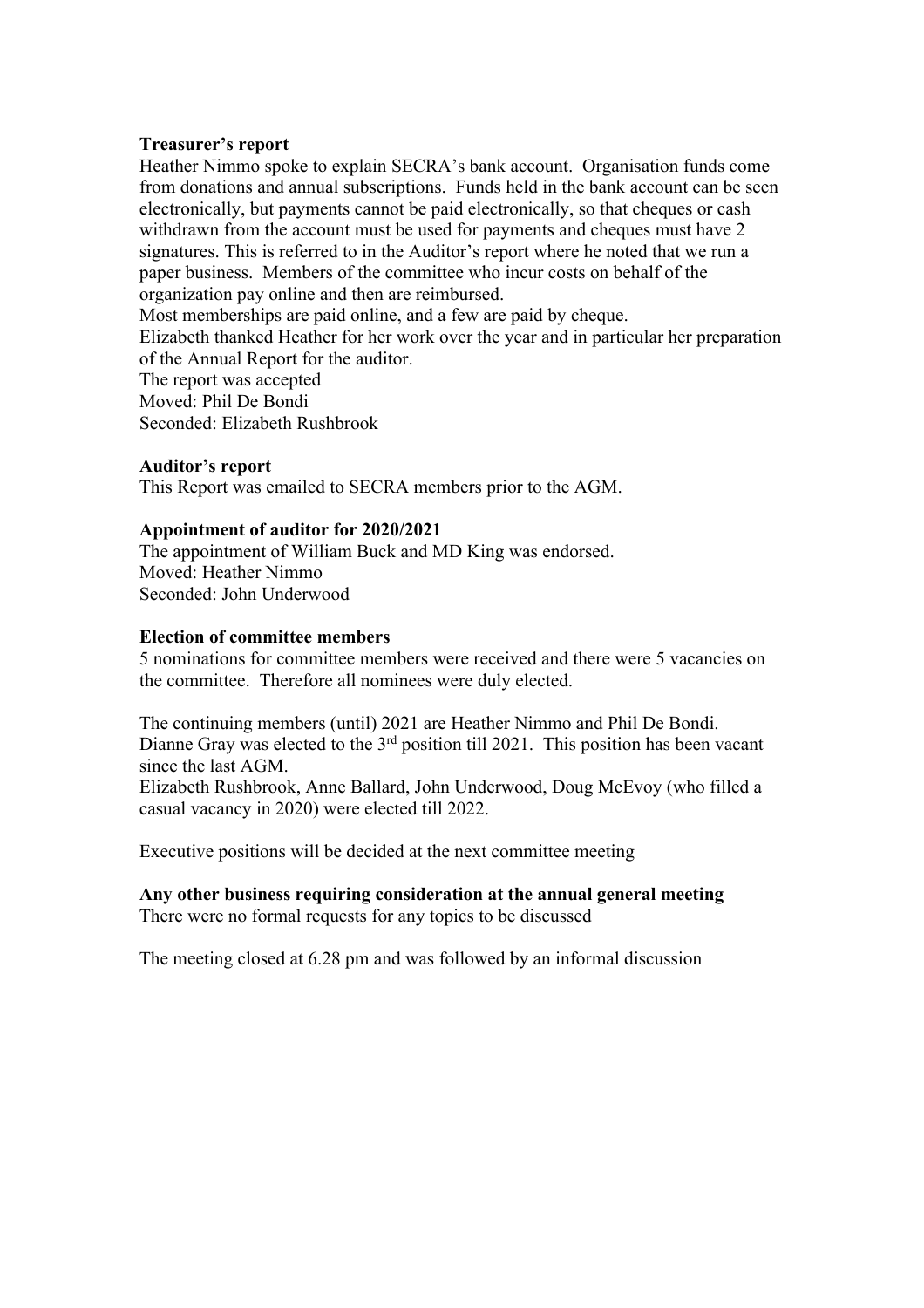**Treasurer's report**

Heather Nimmo spoke to explain SECRA's bank account. Organisation funds come from donations and annual subscriptions. Funds held in the bank account can be seen electronically, but payments cannot be paid electronically, so that cheques or cash withdrawn from the account must be used for payments and cheques must have 2 signatures. This is referred to in the Auditor's report where he noted that we run a paper business. Members of the committee who incur costs on behalf of the organization pay online and then are reimbursed.

Most memberships are paid online, and a few are paid by cheque.

Elizabeth thanked Heather for her work over the year and in particular her preparation of the Annual Report for the auditor.

The report was accepted

Moved: Phil De Bondi

Seconded: Elizabeth Rushbrook

**Auditor's report**

This Report was emailed to SECRA members prior to the AGM.

**Appointment of auditor for 2020/2021**

The appointment of William Buck and MD King was endorsed.

Moved: Heather Nimmo

Seconded: John Underwood

**Election of committee members**

5 nominations for committee members were received and there were 5 vacancies on the committee. Therefore all nominees were duly elected.

The continuing members (until) 2021 are Heather Nimmo and Phil De Bondi.

Dianne Gray was elected to the 3rd position till 2021. This position has been vacant since the last AGM.

Elizabeth Rushbrook, Anne Ballard, John Underwood, Doug McEvoy (who filled a casual vacancy in 2020) were elected till 2022.

Executive positions will be decided at the next committee meeting

**Any other business requiring consideration at the annual general meeting**

There were no formal requests for any topics to be discussed

The meeting closed at 6.28 pm and was followed by an informal discussion